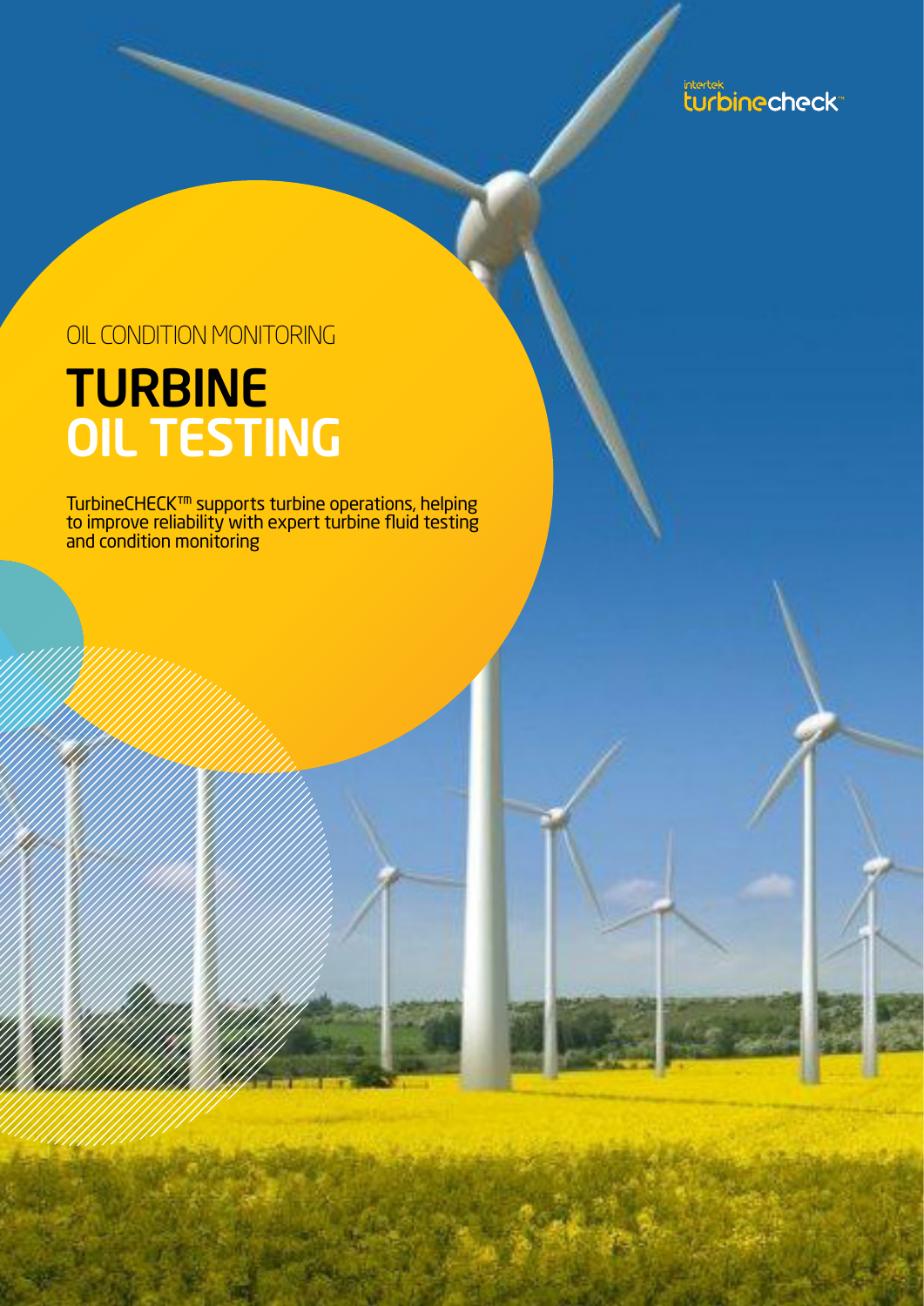intertek turbinecheck™

OIL CONDITION MONITORING

# TURBINE OIL TESTING

TurbineCHECK™ supports turbine operations, helping to improve reliability with expert turbine fluid testing and condition monitoring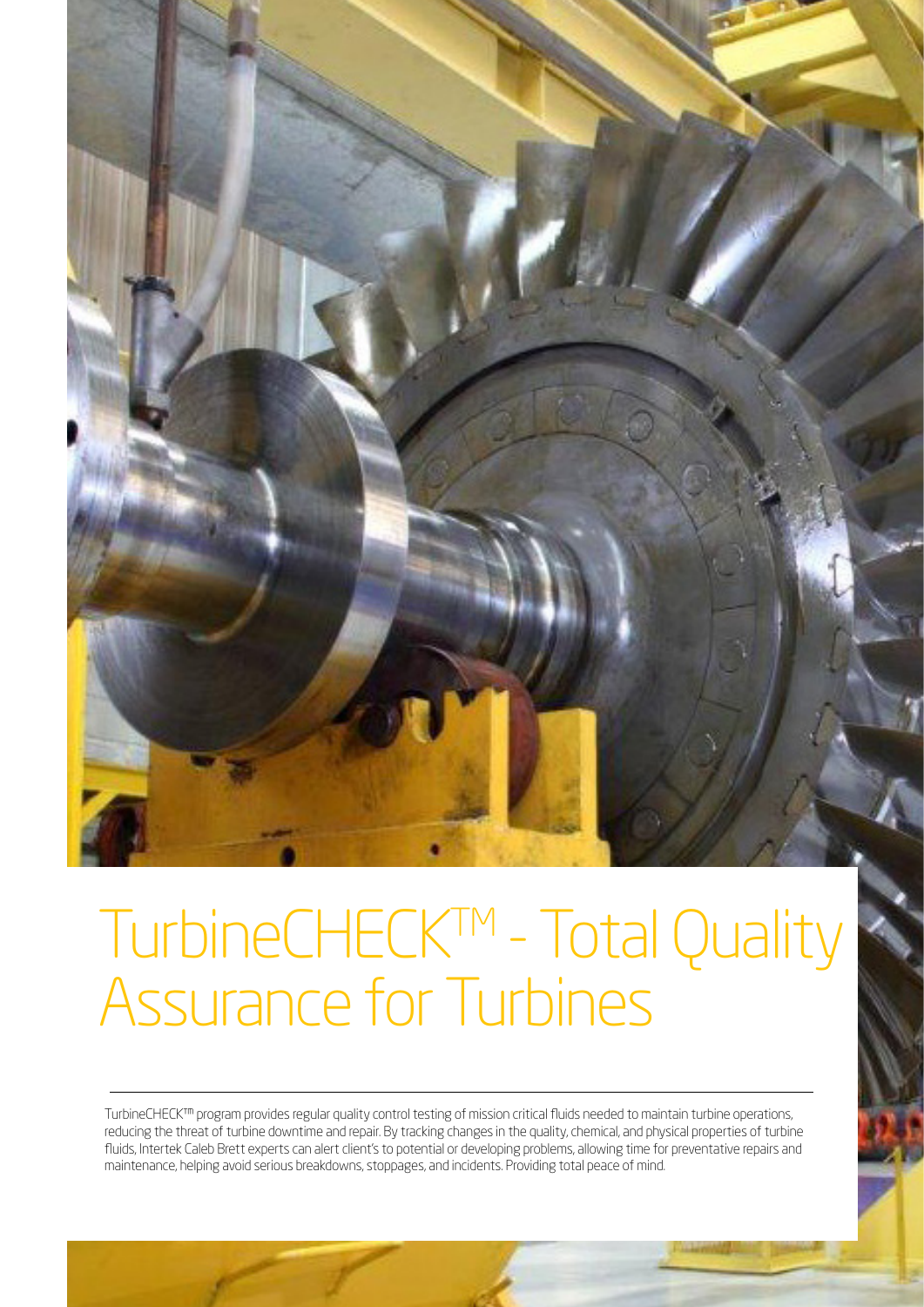# TurbineCHECK™ - Total Quality Assurance for Turbines

TurbineCHECK™ program provides regular quality control testing of mission critical fluids needed to maintain turbine operations, reducing the threat of turbine downtime and repair. By tracking changes in the quality, chemical, and physical properties of turbine fluids, Intertek Caleb Brett experts can alert client's to potential or developing problems, allowing time for preventative repairs and maintenance, helping avoid serious breakdowns, stoppages, and incidents. Providing total peace of mind.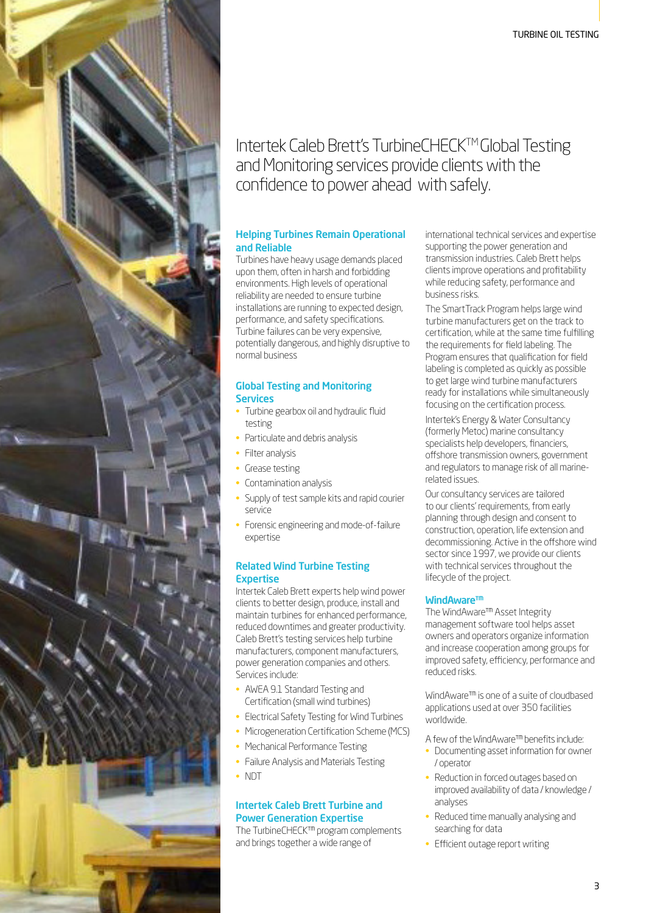# Intertek Caleb Brett's TurbineCHECK™ Global Testing and Monitoring services provide clients with the confidence to power ahead with safely.

## Helping Turbines Remain Operational and Reliable

Turbines have heavy usage demands placed upon them, often in harsh and forbidding environments. High levels of operational reliability are needed to ensure turbine installations are running to expected design, performance, and safety specifications. Turbine failures can be very expensive, potentially dangerous, and highly disruptive to normal business

## Global Testing and Monitoring Services

- Turbine gearbox oil and hydraulic fluid testing
- Particulate and debris analysis
- Filter analysis
- Grease testing
- Contamination analysis
- Supply of test sample kits and rapid courier service
- Forensic engineering and mode-of-failure expertise

## Related Wind Turbine Testing Expertise

Intertek Caleb Brett experts help wind power clients to better design, produce, install and maintain turbines for enhanced performance, reduced downtimes and greater productivity. Caleb Brett's testing services help turbine manufacturers, component manufacturers, power generation companies and others. Services include:

- AWEA 9.1 Standard Testing and Certification (small wind turbines)
- Electrical Safety Testing for Wind Turbines
- Microgeneration Certification Scheme (MCS)
- Mechanical Performance Testing
- Failure Analysis and Materials Testing
- NDT

## Intertek Caleb Brett Turbine and Power Generation Expertise

The TurbineCHECK™ program complements and brings together a wide range of international technical services and expertise supporting the power generation and transmission industries. Caleb Brett helps clients improve operations and profitability while reducing safety, performance and business risks.

The SmartTrack Program helps large wind turbine manufacturers get on the track to certification, while at the same time fulfilling the requirements for field labeling. The Program ensures that qualification for field labeling is completed as quickly as possible to get large wind turbine manufacturers ready for installations while simultaneously focusing on the certification process.

Intertek's Energy & Water Consultancy (formerly Metoc) marine consultancy specialists help developers, financiers, offshore transmission owners, government and regulators to manage risk of all marine-related issues.

Our consultancy services are tailored to our clients' requirements, from early planning through design and consent to construction, operation, life extension and decommissioning. Active in the offshore wind sector since 1997, we provide our clients with technical services throughout the lifecycle of the project.

## WindAware™

The WindAware™ Asset Integrity management software tool helps asset owners and operators organize information and increase cooperation among groups for improved safety, efficiency, performance and reduced risks.

WindAware™ is one of a suite of cloudbased applications used at over 350 facilities worldwide.

A few of the WindAware™ benefits include:

- Documenting asset information for owner / operator
- Reduction in forced outages based on improved availability of data / knowledge / analyses
- Reduced time manually analysing and searching for data
- Efficient outage report writing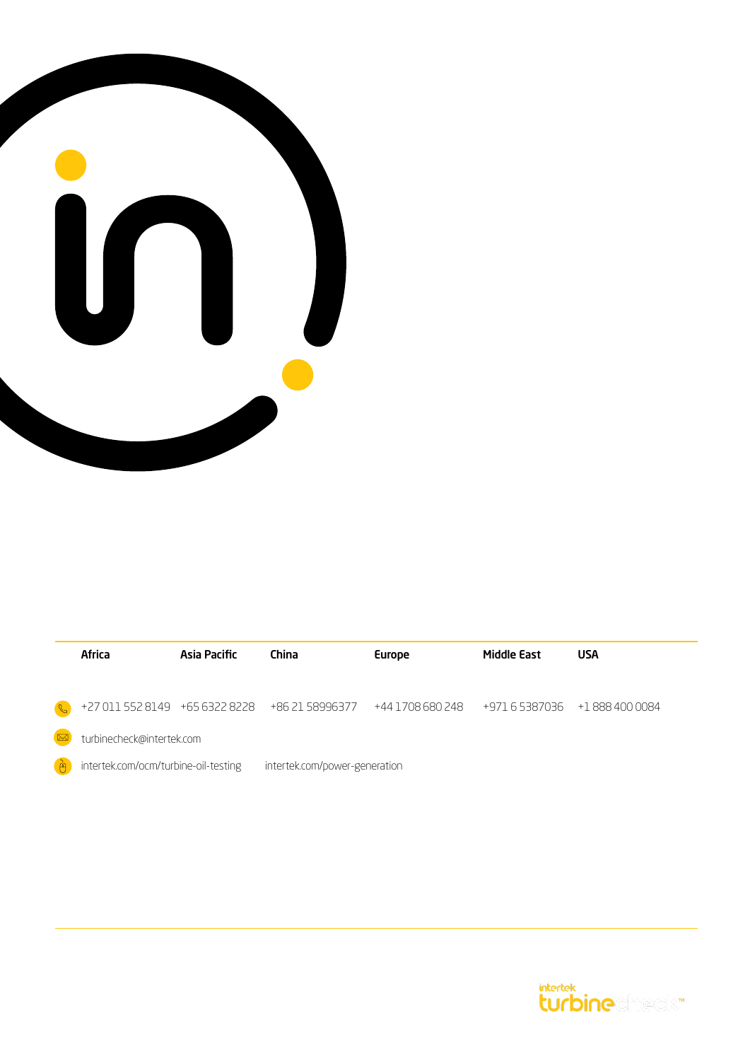| Africa | Asia Pacific | China | Europe | Middle East | USA |
|---|---|---|---|---|---|
| +27 011 552 8149 | +65 6322 8228 | +86 21 58996377 | +44 1708 680 248 | +971 6 5387036 | +1 888 400 0084 |

turbinecheck@intertek.com

intertek.com/ocm/turbine-oil-testing    intertek.com/power-generation

intertek turbinecheck™